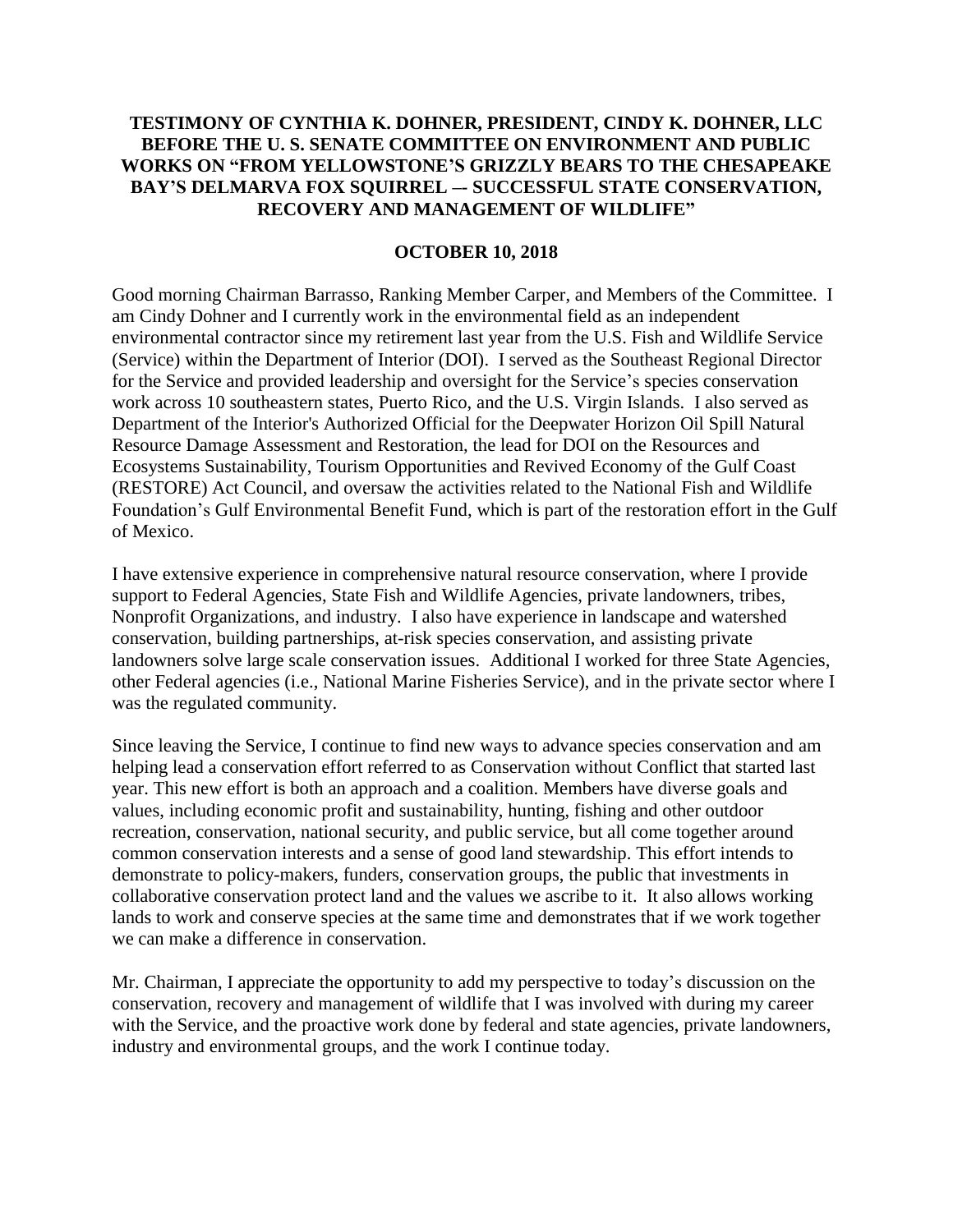**TESTIMONY OF CYNTHIA K. DOHNER, PRESIDENT, CINDY K. DOHNER, LLC BEFORE THE U. S. SENATE COMMITTEE ON ENVIRONMENT AND PUBLIC WORKS ON "FROM YELLOWSTONE'S GRIZZLY BEARS TO THE CHESAPEAKE BAY'S DELMARVA FOX SQUIRREL –- SUCCESSFUL STATE CONSERVATION, RECOVERY AND MANAGEMENT OF WILDLIFE"**

**OCTOBER 10, 2018**

Good morning Chairman Barrasso, Ranking Member Carper, and Members of the Committee. I am Cindy Dohner and I currently work in the environmental field as an independent environmental contractor since my retirement last year from the U.S. Fish and Wildlife Service (Service) within the Department of Interior (DOI). I served as the Southeast Regional Director for the Service and provided leadership and oversight for the Service's species conservation work across 10 southeastern states, Puerto Rico, and the U.S. Virgin Islands. I also served as Department of the Interior's Authorized Official for the Deepwater Horizon Oil Spill Natural Resource Damage Assessment and Restoration, the lead for DOI on the Resources and Ecosystems Sustainability, Tourism Opportunities and Revived Economy of the Gulf Coast (RESTORE) Act Council, and oversaw the activities related to the National Fish and Wildlife Foundation's Gulf Environmental Benefit Fund, which is part of the restoration effort in the Gulf of Mexico.

I have extensive experience in comprehensive natural resource conservation, where I provide support to Federal Agencies, State Fish and Wildlife Agencies, private landowners, tribes, Nonprofit Organizations, and industry. I also have experience in landscape and watershed conservation, building partnerships, at-risk species conservation, and assisting private landowners solve large scale conservation issues. Additional I worked for three State Agencies, other Federal agencies (i.e., National Marine Fisheries Service), and in the private sector where I was the regulated community.

Since leaving the Service, I continue to find new ways to advance species conservation and am helping lead a conservation effort referred to as Conservation without Conflict that started last year. This new effort is both an approach and a coalition. Members have diverse goals and values, including economic profit and sustainability, hunting, fishing and other outdoor recreation, conservation, national security, and public service, but all come together around common conservation interests and a sense of good land stewardship. This effort intends to demonstrate to policy-makers, funders, conservation groups, the public that investments in collaborative conservation protect land and the values we ascribe to it. It also allows working lands to work and conserve species at the same time and demonstrates that if we work together we can make a difference in conservation.

Mr. Chairman, I appreciate the opportunity to add my perspective to today's discussion on the conservation, recovery and management of wildlife that I was involved with during my career with the Service, and the proactive work done by federal and state agencies, private landowners, industry and environmental groups, and the work I continue today.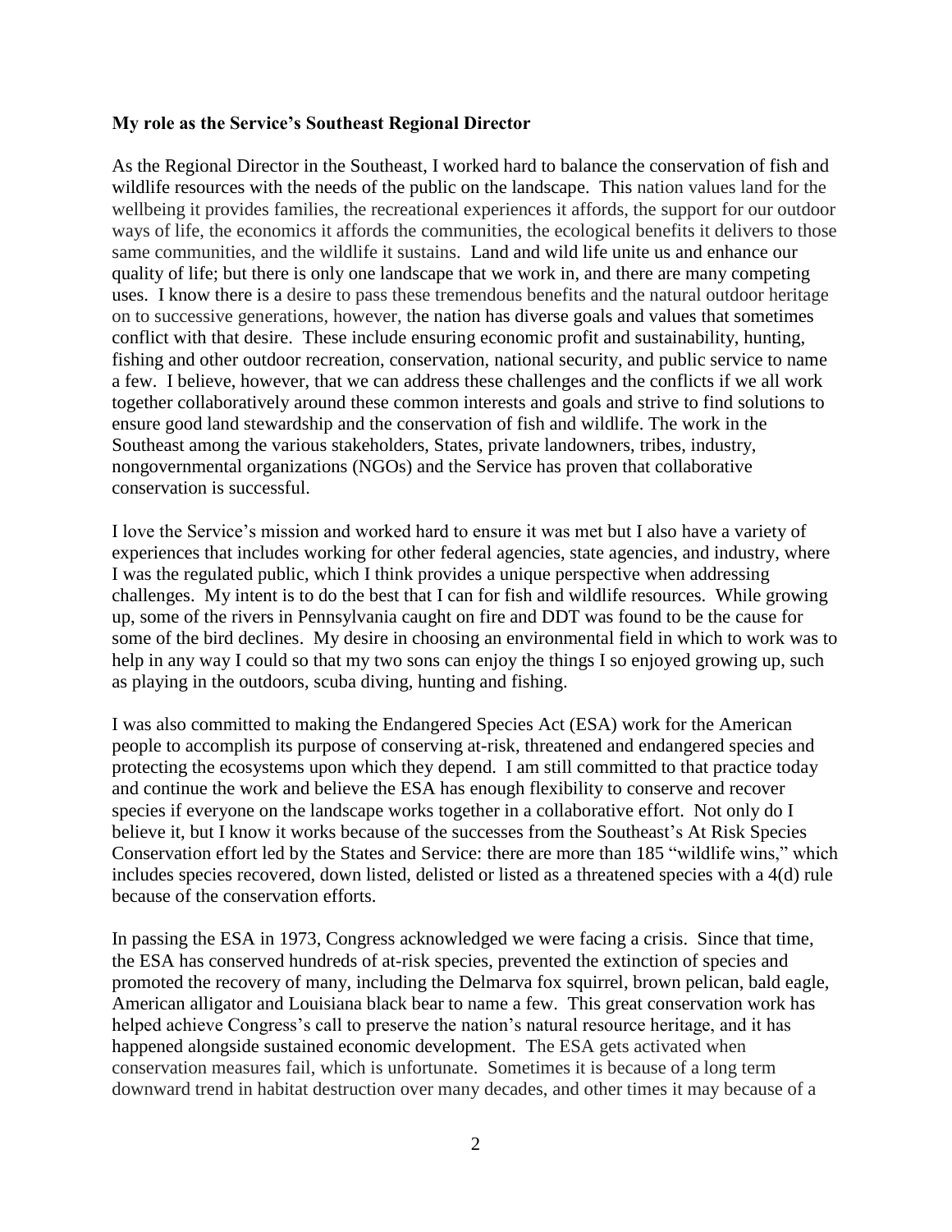**My role as the Service's Southeast Regional Director**

As the Regional Director in the Southeast, I worked hard to balance the conservation of fish and wildlife resources with the needs of the public on the landscape. This nation values land for the wellbeing it provides families, the recreational experiences it affords, the support for our outdoor ways of life, the economics it affords the communities, the ecological benefits it delivers to those same communities, and the wildlife it sustains. Land and wild life unite us and enhance our quality of life; but there is only one landscape that we work in, and there are many competing uses. I know there is a desire to pass these tremendous benefits and the natural outdoor heritage on to successive generations, however, the nation has diverse goals and values that sometimes conflict with that desire. These include ensuring economic profit and sustainability, hunting, fishing and other outdoor recreation, conservation, national security, and public service to name a few. I believe, however, that we can address these challenges and the conflicts if we all work together collaboratively around these common interests and goals and strive to find solutions to ensure good land stewardship and the conservation of fish and wildlife. The work in the Southeast among the various stakeholders, States, private landowners, tribes, industry, nongovernmental organizations (NGOs) and the Service has proven that collaborative conservation is successful.

I love the Service's mission and worked hard to ensure it was met but I also have a variety of experiences that includes working for other federal agencies, state agencies, and industry, where I was the regulated public, which I think provides a unique perspective when addressing challenges. My intent is to do the best that I can for fish and wildlife resources. While growing up, some of the rivers in Pennsylvania caught on fire and DDT was found to be the cause for some of the bird declines. My desire in choosing an environmental field in which to work was to help in any way I could so that my two sons can enjoy the things I so enjoyed growing up, such as playing in the outdoors, scuba diving, hunting and fishing.

I was also committed to making the Endangered Species Act (ESA) work for the American people to accomplish its purpose of conserving at-risk, threatened and endangered species and protecting the ecosystems upon which they depend. I am still committed to that practice today and continue the work and believe the ESA has enough flexibility to conserve and recover species if everyone on the landscape works together in a collaborative effort. Not only do I believe it, but I know it works because of the successes from the Southeast's At Risk Species Conservation effort led by the States and Service: there are more than 185 "wildlife wins," which includes species recovered, down listed, delisted or listed as a threatened species with a 4(d) rule because of the conservation efforts.

In passing the ESA in 1973, Congress acknowledged we were facing a crisis. Since that time, the ESA has conserved hundreds of at-risk species, prevented the extinction of species and promoted the recovery of many, including the Delmarva fox squirrel, brown pelican, bald eagle, American alligator and Louisiana black bear to name a few. This great conservation work has helped achieve Congress's call to preserve the nation's natural resource heritage, and it has happened alongside sustained economic development. The ESA gets activated when conservation measures fail, which is unfortunate. Sometimes it is because of a long term downward trend in habitat destruction over many decades, and other times it may because of a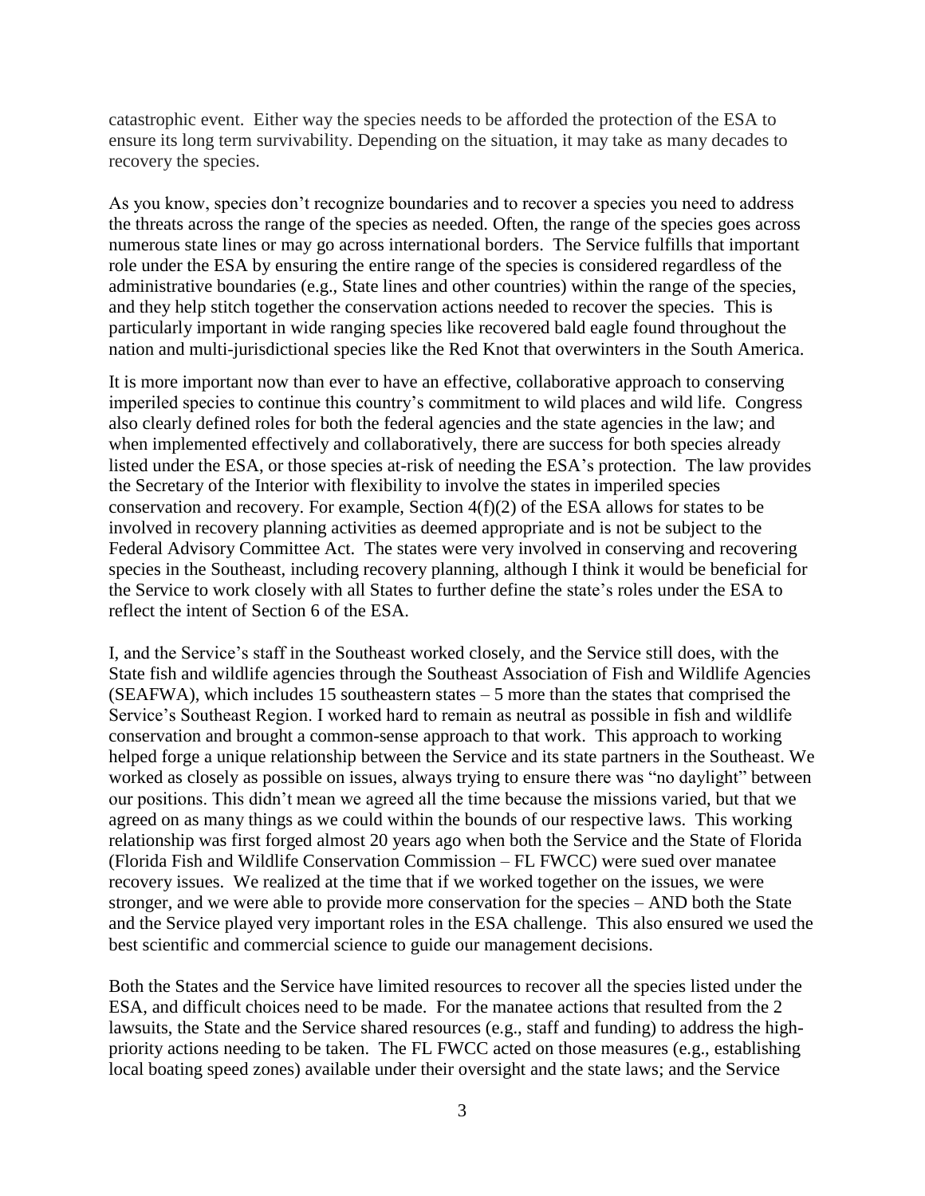catastrophic event. Either way the species needs to be afforded the protection of the ESA to ensure its long term survivability. Depending on the situation, it may take as many decades to recovery the species.

As you know, species don't recognize boundaries and to recover a species you need to address the threats across the range of the species as needed. Often, the range of the species goes across numerous state lines or may go across international borders. The Service fulfills that important role under the ESA by ensuring the entire range of the species is considered regardless of the administrative boundaries (e.g., State lines and other countries) within the range of the species, and they help stitch together the conservation actions needed to recover the species. This is particularly important in wide ranging species like recovered bald eagle found throughout the nation and multi-jurisdictional species like the Red Knot that overwinters in the South America.

It is more important now than ever to have an effective, collaborative approach to conserving imperiled species to continue this country's commitment to wild places and wild life. Congress also clearly defined roles for both the federal agencies and the state agencies in the law; and when implemented effectively and collaboratively, there are success for both species already listed under the ESA, or those species at-risk of needing the ESA's protection. The law provides the Secretary of the Interior with flexibility to involve the states in imperiled species conservation and recovery. For example, Section 4(f)(2) of the ESA allows for states to be involved in recovery planning activities as deemed appropriate and is not be subject to the Federal Advisory Committee Act. The states were very involved in conserving and recovering species in the Southeast, including recovery planning, although I think it would be beneficial for the Service to work closely with all States to further define the state's roles under the ESA to reflect the intent of Section 6 of the ESA.

I, and the Service's staff in the Southeast worked closely, and the Service still does, with the State fish and wildlife agencies through the Southeast Association of Fish and Wildlife Agencies (SEAFWA), which includes 15 southeastern states – 5 more than the states that comprised the Service's Southeast Region. I worked hard to remain as neutral as possible in fish and wildlife conservation and brought a common-sense approach to that work. This approach to working helped forge a unique relationship between the Service and its state partners in the Southeast. We worked as closely as possible on issues, always trying to ensure there was "no daylight" between our positions. This didn't mean we agreed all the time because the missions varied, but that we agreed on as many things as we could within the bounds of our respective laws. This working relationship was first forged almost 20 years ago when both the Service and the State of Florida (Florida Fish and Wildlife Conservation Commission – FL FWCC) were sued over manatee recovery issues. We realized at the time that if we worked together on the issues, we were stronger, and we were able to provide more conservation for the species – AND both the State and the Service played very important roles in the ESA challenge. This also ensured we used the best scientific and commercial science to guide our management decisions.

Both the States and the Service have limited resources to recover all the species listed under the ESA, and difficult choices need to be made. For the manatee actions that resulted from the 2 lawsuits, the State and the Service shared resources (e.g., staff and funding) to address the high-priority actions needing to be taken. The FL FWCC acted on those measures (e.g., establishing local boating speed zones) available under their oversight and the state laws; and the Service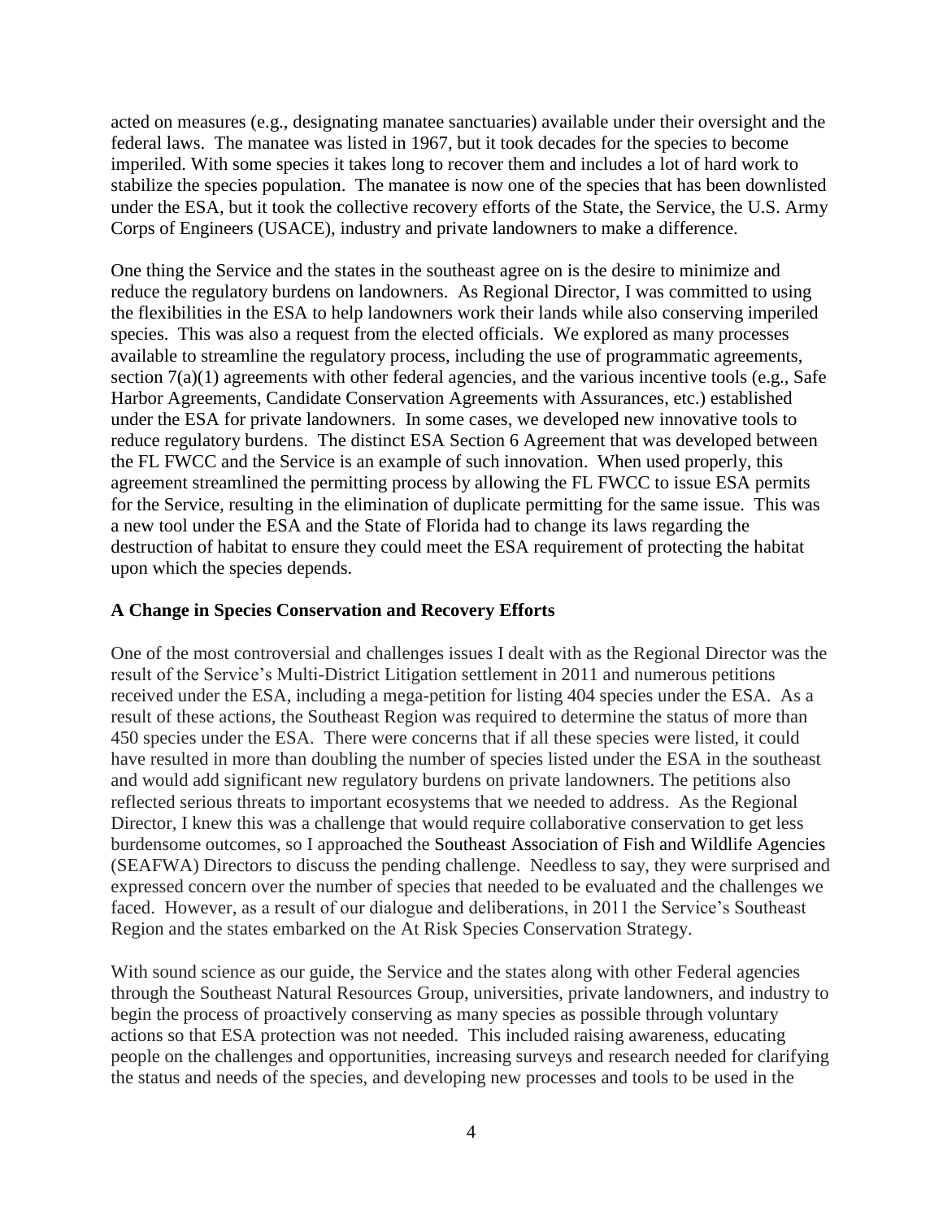acted on measures (e.g., designating manatee sanctuaries) available under their oversight and the federal laws. The manatee was listed in 1967, but it took decades for the species to become imperiled. With some species it takes long to recover them and includes a lot of hard work to stabilize the species population. The manatee is now one of the species that has been downlisted under the ESA, but it took the collective recovery efforts of the State, the Service, the U.S. Army Corps of Engineers (USACE), industry and private landowners to make a difference.

One thing the Service and the states in the southeast agree on is the desire to minimize and reduce the regulatory burdens on landowners. As Regional Director, I was committed to using the flexibilities in the ESA to help landowners work their lands while also conserving imperiled species. This was also a request from the elected officials. We explored as many processes available to streamline the regulatory process, including the use of programmatic agreements, section 7(a)(1) agreements with other federal agencies, and the various incentive tools (e.g., Safe Harbor Agreements, Candidate Conservation Agreements with Assurances, etc.) established under the ESA for private landowners. In some cases, we developed new innovative tools to reduce regulatory burdens. The distinct ESA Section 6 Agreement that was developed between the FL FWCC and the Service is an example of such innovation. When used properly, this agreement streamlined the permitting process by allowing the FL FWCC to issue ESA permits for the Service, resulting in the elimination of duplicate permitting for the same issue. This was a new tool under the ESA and the State of Florida had to change its laws regarding the destruction of habitat to ensure they could meet the ESA requirement of protecting the habitat upon which the species depends.

## A Change in Species Conservation and Recovery Efforts

One of the most controversial and challenges issues I dealt with as the Regional Director was the result of the Service's Multi-District Litigation settlement in 2011 and numerous petitions received under the ESA, including a mega-petition for listing 404 species under the ESA. As a result of these actions, the Southeast Region was required to determine the status of more than 450 species under the ESA. There were concerns that if all these species were listed, it could have resulted in more than doubling the number of species listed under the ESA in the southeast and would add significant new regulatory burdens on private landowners. The petitions also reflected serious threats to important ecosystems that we needed to address. As the Regional Director, I knew this was a challenge that would require collaborative conservation to get less burdensome outcomes, so I approached the Southeast Association of Fish and Wildlife Agencies (SEAFWA) Directors to discuss the pending challenge. Needless to say, they were surprised and expressed concern over the number of species that needed to be evaluated and the challenges we faced. However, as a result of our dialogue and deliberations, in 2011 the Service's Southeast Region and the states embarked on the At Risk Species Conservation Strategy.

With sound science as our guide, the Service and the states along with other Federal agencies through the Southeast Natural Resources Group, universities, private landowners, and industry to begin the process of proactively conserving as many species as possible through voluntary actions so that ESA protection was not needed. This included raising awareness, educating people on the challenges and opportunities, increasing surveys and research needed for clarifying the status and needs of the species, and developing new processes and tools to be used in the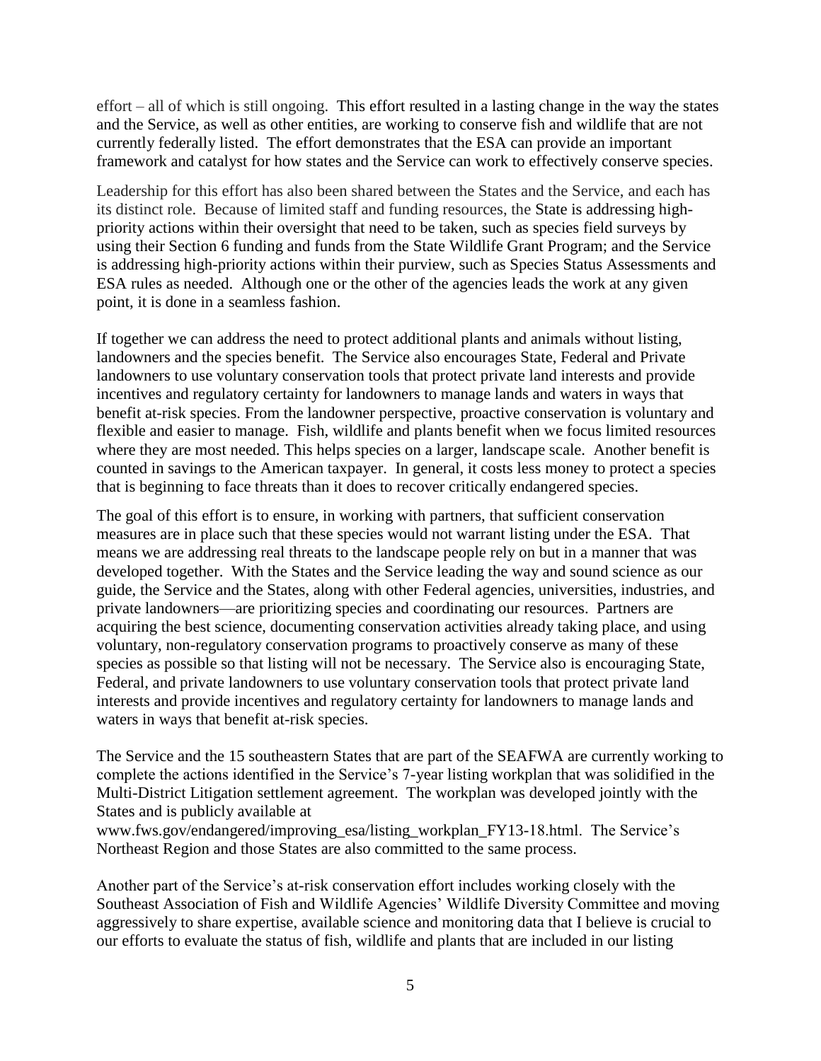effort – all of which is still ongoing. This effort resulted in a lasting change in the way the states and the Service, as well as other entities, are working to conserve fish and wildlife that are not currently federally listed. The effort demonstrates that the ESA can provide an important framework and catalyst for how states and the Service can work to effectively conserve species.

Leadership for this effort has also been shared between the States and the Service, and each has its distinct role. Because of limited staff and funding resources, the State is addressing high-priority actions within their oversight that need to be taken, such as species field surveys by using their Section 6 funding and funds from the State Wildlife Grant Program; and the Service is addressing high-priority actions within their purview, such as Species Status Assessments and ESA rules as needed. Although one or the other of the agencies leads the work at any given point, it is done in a seamless fashion.

If together we can address the need to protect additional plants and animals without listing, landowners and the species benefit. The Service also encourages State, Federal and Private landowners to use voluntary conservation tools that protect private land interests and provide incentives and regulatory certainty for landowners to manage lands and waters in ways that benefit at-risk species. From the landowner perspective, proactive conservation is voluntary and flexible and easier to manage. Fish, wildlife and plants benefit when we focus limited resources where they are most needed. This helps species on a larger, landscape scale. Another benefit is counted in savings to the American taxpayer. In general, it costs less money to protect a species that is beginning to face threats than it does to recover critically endangered species.

The goal of this effort is to ensure, in working with partners, that sufficient conservation measures are in place such that these species would not warrant listing under the ESA. That means we are addressing real threats to the landscape people rely on but in a manner that was developed together. With the States and the Service leading the way and sound science as our guide, the Service and the States, along with other Federal agencies, universities, industries, and private landowners—are prioritizing species and coordinating our resources. Partners are acquiring the best science, documenting conservation activities already taking place, and using voluntary, non-regulatory conservation programs to proactively conserve as many of these species as possible so that listing will not be necessary. The Service also is encouraging State, Federal, and private landowners to use voluntary conservation tools that protect private land interests and provide incentives and regulatory certainty for landowners to manage lands and waters in ways that benefit at-risk species.

The Service and the 15 southeastern States that are part of the SEAFWA are currently working to complete the actions identified in the Service's 7-year listing workplan that was solidified in the Multi-District Litigation settlement agreement. The workplan was developed jointly with the States and is publicly available at www.fws.gov/endangered/improving_esa/listing_workplan_FY13-18.html. The Service's Northeast Region and those States are also committed to the same process.

Another part of the Service's at-risk conservation effort includes working closely with the Southeast Association of Fish and Wildlife Agencies' Wildlife Diversity Committee and moving aggressively to share expertise, available science and monitoring data that I believe is crucial to our efforts to evaluate the status of fish, wildlife and plants that are included in our listing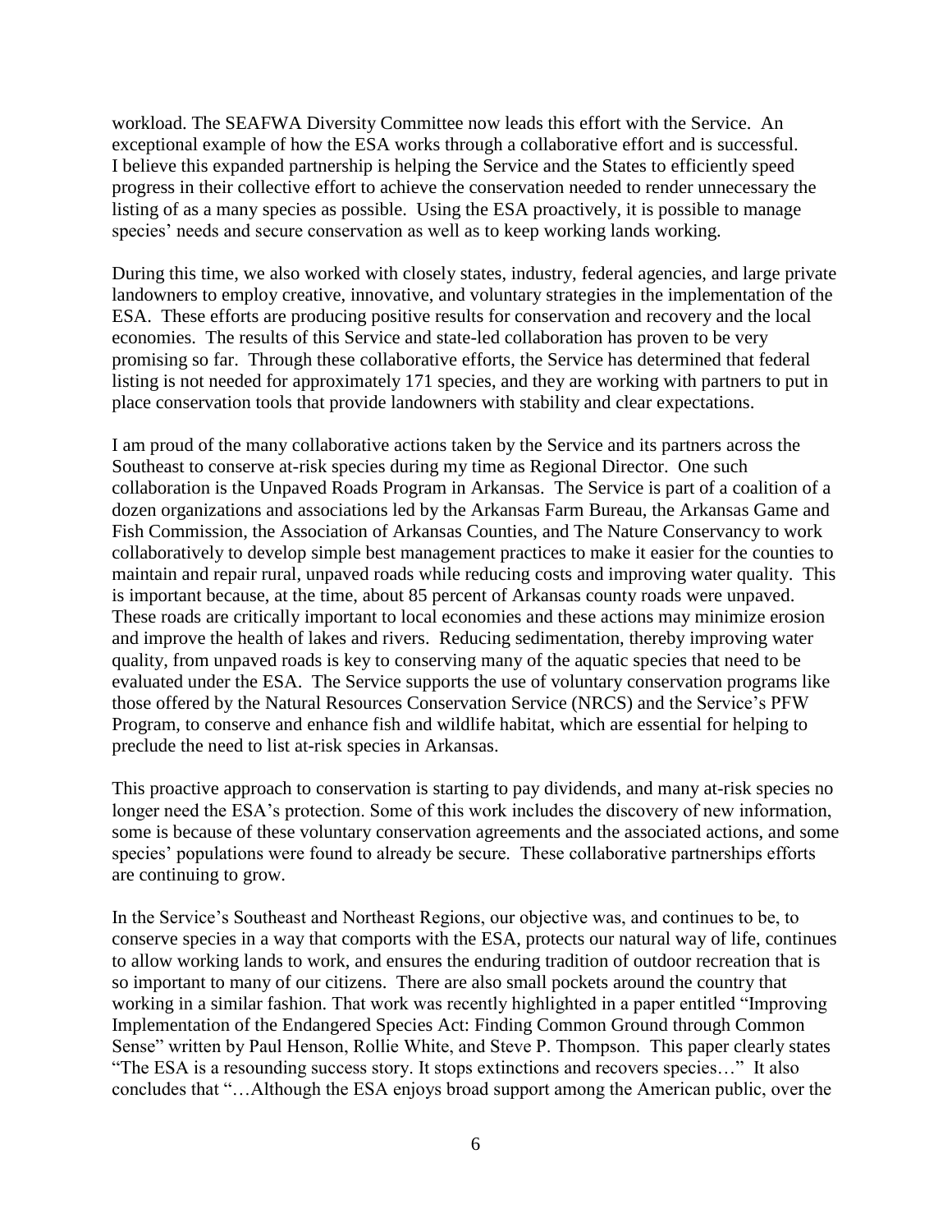workload. The SEAFWA Diversity Committee now leads this effort with the Service. An exceptional example of how the ESA works through a collaborative effort and is successful. I believe this expanded partnership is helping the Service and the States to efficiently speed progress in their collective effort to achieve the conservation needed to render unnecessary the listing of as a many species as possible. Using the ESA proactively, it is possible to manage species' needs and secure conservation as well as to keep working lands working.

During this time, we also worked with closely states, industry, federal agencies, and large private landowners to employ creative, innovative, and voluntary strategies in the implementation of the ESA. These efforts are producing positive results for conservation and recovery and the local economies. The results of this Service and state-led collaboration has proven to be very promising so far. Through these collaborative efforts, the Service has determined that federal listing is not needed for approximately 171 species, and they are working with partners to put in place conservation tools that provide landowners with stability and clear expectations.

I am proud of the many collaborative actions taken by the Service and its partners across the Southeast to conserve at-risk species during my time as Regional Director. One such collaboration is the Unpaved Roads Program in Arkansas. The Service is part of a coalition of a dozen organizations and associations led by the Arkansas Farm Bureau, the Arkansas Game and Fish Commission, the Association of Arkansas Counties, and The Nature Conservancy to work collaboratively to develop simple best management practices to make it easier for the counties to maintain and repair rural, unpaved roads while reducing costs and improving water quality. This is important because, at the time, about 85 percent of Arkansas county roads were unpaved. These roads are critically important to local economies and these actions may minimize erosion and improve the health of lakes and rivers. Reducing sedimentation, thereby improving water quality, from unpaved roads is key to conserving many of the aquatic species that need to be evaluated under the ESA. The Service supports the use of voluntary conservation programs like those offered by the Natural Resources Conservation Service (NRCS) and the Service's PFW Program, to conserve and enhance fish and wildlife habitat, which are essential for helping to preclude the need to list at-risk species in Arkansas.

This proactive approach to conservation is starting to pay dividends, and many at-risk species no longer need the ESA's protection. Some of this work includes the discovery of new information, some is because of these voluntary conservation agreements and the associated actions, and some species' populations were found to already be secure. These collaborative partnerships efforts are continuing to grow.

In the Service's Southeast and Northeast Regions, our objective was, and continues to be, to conserve species in a way that comports with the ESA, protects our natural way of life, continues to allow working lands to work, and ensures the enduring tradition of outdoor recreation that is so important to many of our citizens. There are also small pockets around the country that working in a similar fashion. That work was recently highlighted in a paper entitled "Improving Implementation of the Endangered Species Act: Finding Common Ground through Common Sense" written by Paul Henson, Rollie White, and Steve P. Thompson. This paper clearly states "The ESA is a resounding success story. It stops extinctions and recovers species…" It also concludes that "…Although the ESA enjoys broad support among the American public, over the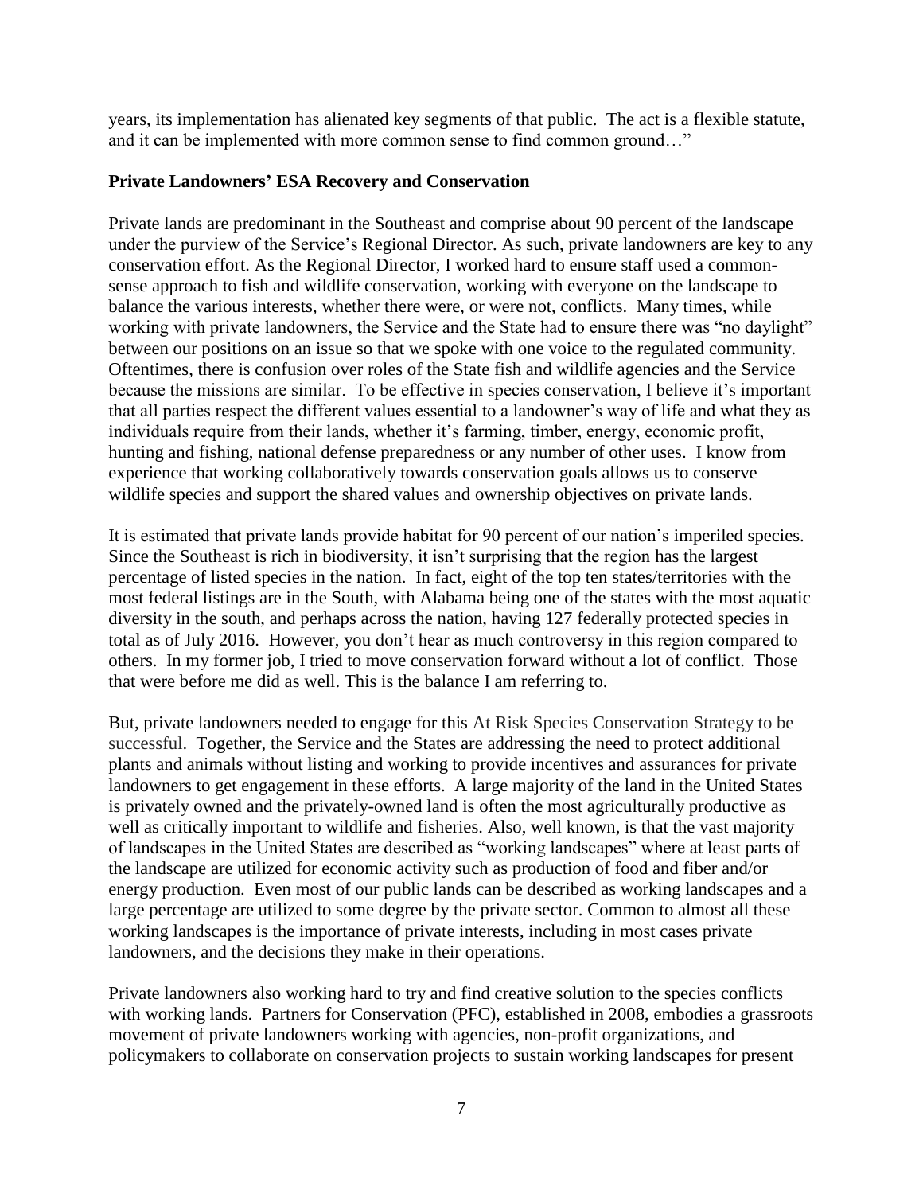years, its implementation has alienated key segments of that public. The act is a flexible statute, and it can be implemented with more common sense to find common ground…"

**Private Landowners' ESA Recovery and Conservation**

Private lands are predominant in the Southeast and comprise about 90 percent of the landscape under the purview of the Service's Regional Director. As such, private landowners are key to any conservation effort. As the Regional Director, I worked hard to ensure staff used a common-sense approach to fish and wildlife conservation, working with everyone on the landscape to balance the various interests, whether there were, or were not, conflicts. Many times, while working with private landowners, the Service and the State had to ensure there was "no daylight" between our positions on an issue so that we spoke with one voice to the regulated community. Oftentimes, there is confusion over roles of the State fish and wildlife agencies and the Service because the missions are similar. To be effective in species conservation, I believe it's important that all parties respect the different values essential to a landowner's way of life and what they as individuals require from their lands, whether it's farming, timber, energy, economic profit, hunting and fishing, national defense preparedness or any number of other uses. I know from experience that working collaboratively towards conservation goals allows us to conserve wildlife species and support the shared values and ownership objectives on private lands.

It is estimated that private lands provide habitat for 90 percent of our nation's imperiled species. Since the Southeast is rich in biodiversity, it isn't surprising that the region has the largest percentage of listed species in the nation. In fact, eight of the top ten states/territories with the most federal listings are in the South, with Alabama being one of the states with the most aquatic diversity in the south, and perhaps across the nation, having 127 federally protected species in total as of July 2016. However, you don't hear as much controversy in this region compared to others. In my former job, I tried to move conservation forward without a lot of conflict. Those that were before me did as well. This is the balance I am referring to.

But, private landowners needed to engage for this At Risk Species Conservation Strategy to be successful. Together, the Service and the States are addressing the need to protect additional plants and animals without listing and working to provide incentives and assurances for private landowners to get engagement in these efforts. A large majority of the land in the United States is privately owned and the privately-owned land is often the most agriculturally productive as well as critically important to wildlife and fisheries. Also, well known, is that the vast majority of landscapes in the United States are described as "working landscapes" where at least parts of the landscape are utilized for economic activity such as production of food and fiber and/or energy production. Even most of our public lands can be described as working landscapes and a large percentage are utilized to some degree by the private sector. Common to almost all these working landscapes is the importance of private interests, including in most cases private landowners, and the decisions they make in their operations.

Private landowners also working hard to try and find creative solution to the species conflicts with working lands. Partners for Conservation (PFC), established in 2008, embodies a grassroots movement of private landowners working with agencies, non-profit organizations, and policymakers to collaborate on conservation projects to sustain working landscapes for present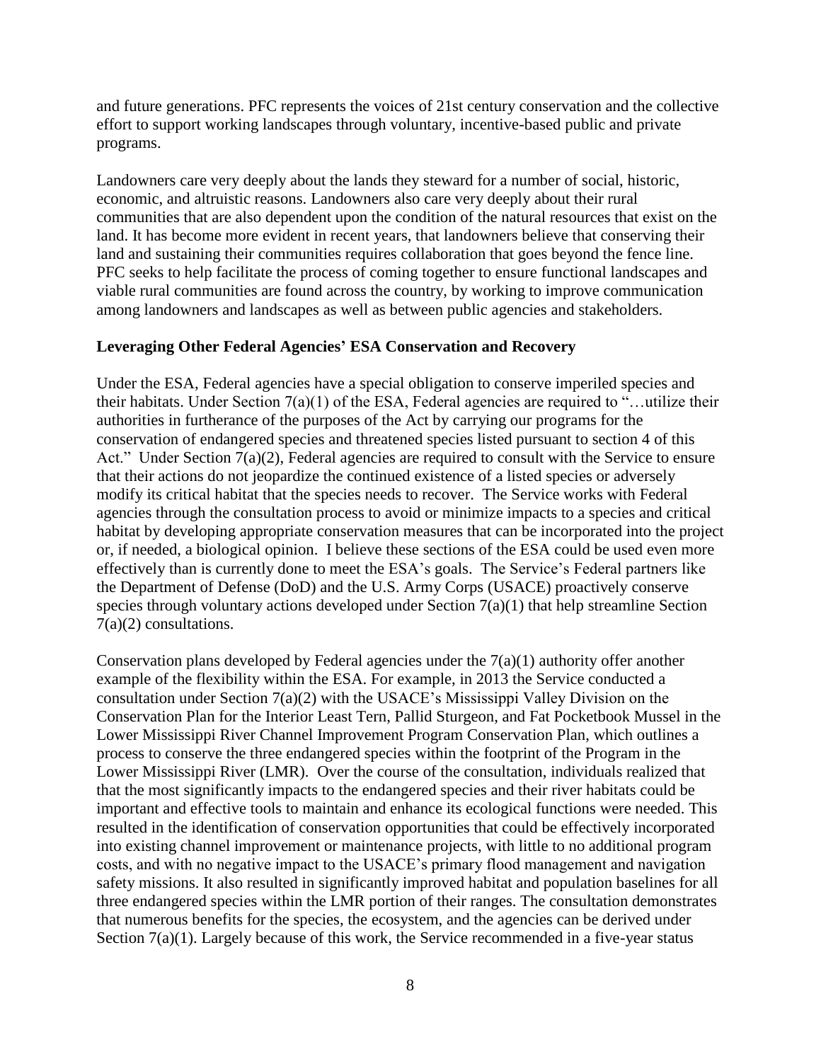and future generations. PFC represents the voices of 21st century conservation and the collective effort to support working landscapes through voluntary, incentive-based public and private programs.

Landowners care very deeply about the lands they steward for a number of social, historic, economic, and altruistic reasons. Landowners also care very deeply about their rural communities that are also dependent upon the condition of the natural resources that exist on the land. It has become more evident in recent years, that landowners believe that conserving their land and sustaining their communities requires collaboration that goes beyond the fence line. PFC seeks to help facilitate the process of coming together to ensure functional landscapes and viable rural communities are found across the country, by working to improve communication among landowners and landscapes as well as between public agencies and stakeholders.

**Leveraging Other Federal Agencies' ESA Conservation and Recovery**

Under the ESA, Federal agencies have a special obligation to conserve imperiled species and their habitats. Under Section 7(a)(1) of the ESA, Federal agencies are required to "…utilize their authorities in furtherance of the purposes of the Act by carrying our programs for the conservation of endangered species and threatened species listed pursuant to section 4 of this Act." Under Section 7(a)(2), Federal agencies are required to consult with the Service to ensure that their actions do not jeopardize the continued existence of a listed species or adversely modify its critical habitat that the species needs to recover. The Service works with Federal agencies through the consultation process to avoid or minimize impacts to a species and critical habitat by developing appropriate conservation measures that can be incorporated into the project or, if needed, a biological opinion. I believe these sections of the ESA could be used even more effectively than is currently done to meet the ESA's goals. The Service's Federal partners like the Department of Defense (DoD) and the U.S. Army Corps (USACE) proactively conserve species through voluntary actions developed under Section 7(a)(1) that help streamline Section 7(a)(2) consultations.

Conservation plans developed by Federal agencies under the 7(a)(1) authority offer another example of the flexibility within the ESA. For example, in 2013 the Service conducted a consultation under Section 7(a)(2) with the USACE's Mississippi Valley Division on the Conservation Plan for the Interior Least Tern, Pallid Sturgeon, and Fat Pocketbook Mussel in the Lower Mississippi River Channel Improvement Program Conservation Plan, which outlines a process to conserve the three endangered species within the footprint of the Program in the Lower Mississippi River (LMR). Over the course of the consultation, individuals realized that that the most significantly impacts to the endangered species and their river habitats could be important and effective tools to maintain and enhance its ecological functions were needed. This resulted in the identification of conservation opportunities that could be effectively incorporated into existing channel improvement or maintenance projects, with little to no additional program costs, and with no negative impact to the USACE's primary flood management and navigation safety missions. It also resulted in significantly improved habitat and population baselines for all three endangered species within the LMR portion of their ranges. The consultation demonstrates that numerous benefits for the species, the ecosystem, and the agencies can be derived under Section 7(a)(1). Largely because of this work, the Service recommended in a five-year status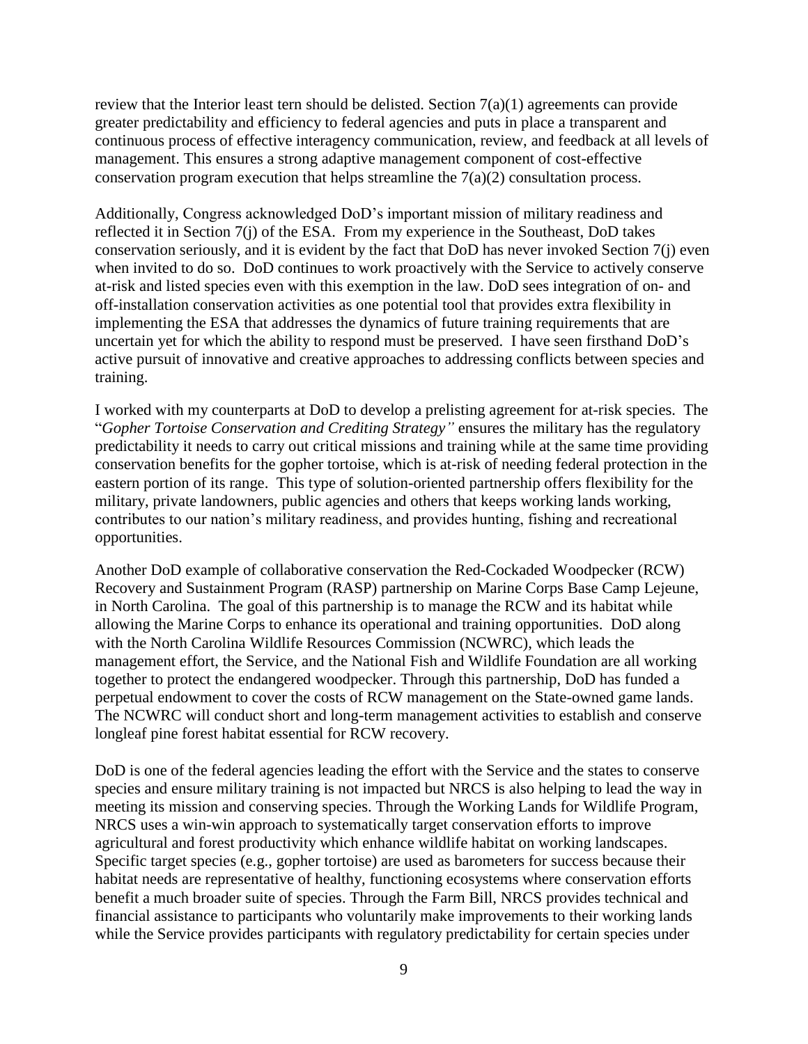review that the Interior least tern should be delisted. Section 7(a)(1) agreements can provide greater predictability and efficiency to federal agencies and puts in place a transparent and continuous process of effective interagency communication, review, and feedback at all levels of management. This ensures a strong adaptive management component of cost-effective conservation program execution that helps streamline the 7(a)(2) consultation process.

Additionally, Congress acknowledged DoD's important mission of military readiness and reflected it in Section 7(j) of the ESA. From my experience in the Southeast, DoD takes conservation seriously, and it is evident by the fact that DoD has never invoked Section 7(j) even when invited to do so. DoD continues to work proactively with the Service to actively conserve at-risk and listed species even with this exemption in the law. DoD sees integration of on- and off-installation conservation activities as one potential tool that provides extra flexibility in implementing the ESA that addresses the dynamics of future training requirements that are uncertain yet for which the ability to respond must be preserved. I have seen firsthand DoD's active pursuit of innovative and creative approaches to addressing conflicts between species and training.

I worked with my counterparts at DoD to develop a prelisting agreement for at-risk species. The "*Gopher Tortoise Conservation and Crediting Strategy"* ensures the military has the regulatory predictability it needs to carry out critical missions and training while at the same time providing conservation benefits for the gopher tortoise, which is at-risk of needing federal protection in the eastern portion of its range. This type of solution-oriented partnership offers flexibility for the military, private landowners, public agencies and others that keeps working lands working, contributes to our nation's military readiness, and provides hunting, fishing and recreational opportunities.

Another DoD example of collaborative conservation the Red-Cockaded Woodpecker (RCW) Recovery and Sustainment Program (RASP) partnership on Marine Corps Base Camp Lejeune, in North Carolina. The goal of this partnership is to manage the RCW and its habitat while allowing the Marine Corps to enhance its operational and training opportunities. DoD along with the North Carolina Wildlife Resources Commission (NCWRC), which leads the management effort, the Service, and the National Fish and Wildlife Foundation are all working together to protect the endangered woodpecker. Through this partnership, DoD has funded a perpetual endowment to cover the costs of RCW management on the State-owned game lands. The NCWRC will conduct short and long-term management activities to establish and conserve longleaf pine forest habitat essential for RCW recovery.

DoD is one of the federal agencies leading the effort with the Service and the states to conserve species and ensure military training is not impacted but NRCS is also helping to lead the way in meeting its mission and conserving species. Through the Working Lands for Wildlife Program, NRCS uses a win-win approach to systematically target conservation efforts to improve agricultural and forest productivity which enhance wildlife habitat on working landscapes. Specific target species (e.g., gopher tortoise) are used as barometers for success because their habitat needs are representative of healthy, functioning ecosystems where conservation efforts benefit a much broader suite of species. Through the Farm Bill, NRCS provides technical and financial assistance to participants who voluntarily make improvements to their working lands while the Service provides participants with regulatory predictability for certain species under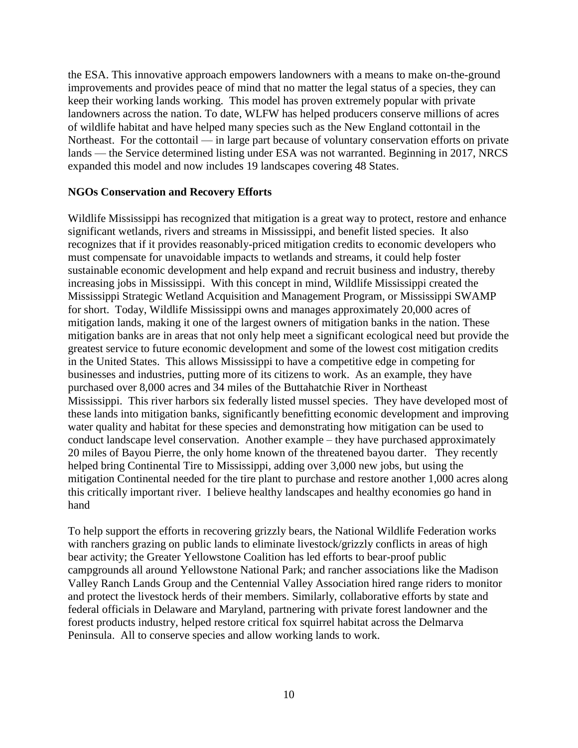the ESA. This innovative approach empowers landowners with a means to make on-the-ground improvements and provides peace of mind that no matter the legal status of a species, they can keep their working lands working. This model has proven extremely popular with private landowners across the nation. To date, WLFW has helped producers conserve millions of acres of wildlife habitat and have helped many species such as the New England cottontail in the Northeast. For the cottontail — in large part because of voluntary conservation efforts on private lands — the Service determined listing under ESA was not warranted. Beginning in 2017, NRCS expanded this model and now includes 19 landscapes covering 48 States.

**NGOs Conservation and Recovery Efforts**

Wildlife Mississippi has recognized that mitigation is a great way to protect, restore and enhance significant wetlands, rivers and streams in Mississippi, and benefit listed species. It also recognizes that if it provides reasonably-priced mitigation credits to economic developers who must compensate for unavoidable impacts to wetlands and streams, it could help foster sustainable economic development and help expand and recruit business and industry, thereby increasing jobs in Mississippi. With this concept in mind, Wildlife Mississippi created the Mississippi Strategic Wetland Acquisition and Management Program, or Mississippi SWAMP for short. Today, Wildlife Mississippi owns and manages approximately 20,000 acres of mitigation lands, making it one of the largest owners of mitigation banks in the nation. These mitigation banks are in areas that not only help meet a significant ecological need but provide the greatest service to future economic development and some of the lowest cost mitigation credits in the United States. This allows Mississippi to have a competitive edge in competing for businesses and industries, putting more of its citizens to work. As an example, they have purchased over 8,000 acres and 34 miles of the Buttahatchie River in Northeast Mississippi. This river harbors six federally listed mussel species. They have developed most of these lands into mitigation banks, significantly benefitting economic development and improving water quality and habitat for these species and demonstrating how mitigation can be used to conduct landscape level conservation. Another example – they have purchased approximately 20 miles of Bayou Pierre, the only home known of the threatened bayou darter. They recently helped bring Continental Tire to Mississippi, adding over 3,000 new jobs, but using the mitigation Continental needed for the tire plant to purchase and restore another 1,000 acres along this critically important river. I believe healthy landscapes and healthy economies go hand in hand

To help support the efforts in recovering grizzly bears, the National Wildlife Federation works with ranchers grazing on public lands to eliminate livestock/grizzly conflicts in areas of high bear activity; the Greater Yellowstone Coalition has led efforts to bear-proof public campgrounds all around Yellowstone National Park; and rancher associations like the Madison Valley Ranch Lands Group and the Centennial Valley Association hired range riders to monitor and protect the livestock herds of their members. Similarly, collaborative efforts by state and federal officials in Delaware and Maryland, partnering with private forest landowner and the forest products industry, helped restore critical fox squirrel habitat across the Delmarva Peninsula. All to conserve species and allow working lands to work.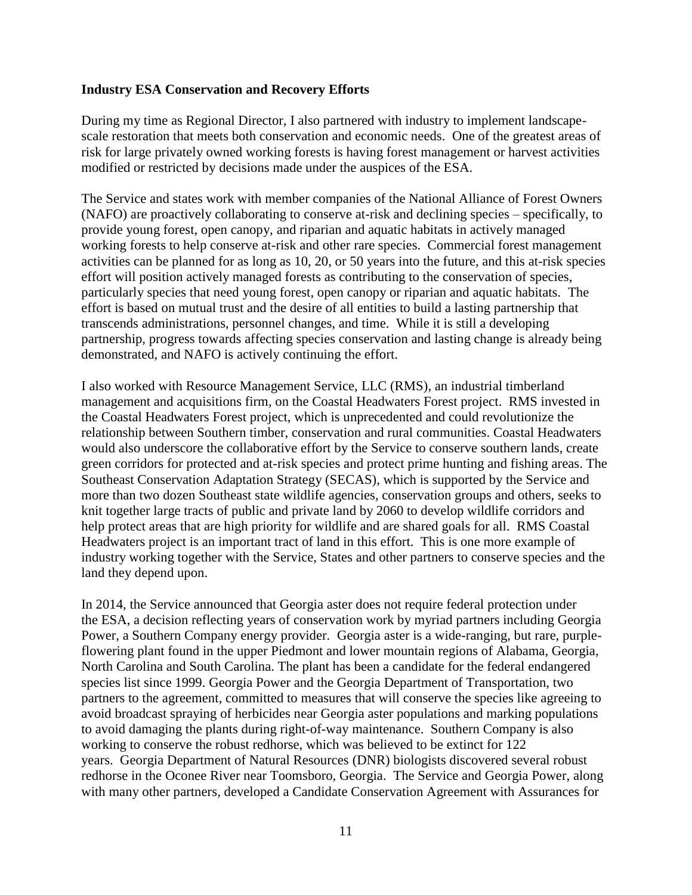**Industry ESA Conservation and Recovery Efforts**

During my time as Regional Director, I also partnered with industry to implement landscape-scale restoration that meets both conservation and economic needs. One of the greatest areas of risk for large privately owned working forests is having forest management or harvest activities modified or restricted by decisions made under the auspices of the ESA.

The Service and states work with member companies of the National Alliance of Forest Owners (NAFO) are proactively collaborating to conserve at-risk and declining species – specifically, to provide young forest, open canopy, and riparian and aquatic habitats in actively managed working forests to help conserve at-risk and other rare species. Commercial forest management activities can be planned for as long as 10, 20, or 50 years into the future, and this at-risk species effort will position actively managed forests as contributing to the conservation of species, particularly species that need young forest, open canopy or riparian and aquatic habitats. The effort is based on mutual trust and the desire of all entities to build a lasting partnership that transcends administrations, personnel changes, and time. While it is still a developing partnership, progress towards affecting species conservation and lasting change is already being demonstrated, and NAFO is actively continuing the effort.

I also worked with Resource Management Service, LLC (RMS), an industrial timberland management and acquisitions firm, on the Coastal Headwaters Forest project. RMS invested in the Coastal Headwaters Forest project, which is unprecedented and could revolutionize the relationship between Southern timber, conservation and rural communities. Coastal Headwaters would also underscore the collaborative effort by the Service to conserve southern lands, create green corridors for protected and at-risk species and protect prime hunting and fishing areas. The Southeast Conservation Adaptation Strategy (SECAS), which is supported by the Service and more than two dozen Southeast state wildlife agencies, conservation groups and others, seeks to knit together large tracts of public and private land by 2060 to develop wildlife corridors and help protect areas that are high priority for wildlife and are shared goals for all. RMS Coastal Headwaters project is an important tract of land in this effort. This is one more example of industry working together with the Service, States and other partners to conserve species and the land they depend upon.

In 2014, the Service announced that Georgia aster does not require federal protection under the ESA, a decision reflecting years of conservation work by myriad partners including Georgia Power, a Southern Company energy provider. Georgia aster is a wide-ranging, but rare, purple-flowering plant found in the upper Piedmont and lower mountain regions of Alabama, Georgia, North Carolina and South Carolina. The plant has been a candidate for the federal endangered species list since 1999. Georgia Power and the Georgia Department of Transportation, two partners to the agreement, committed to measures that will conserve the species like agreeing to avoid broadcast spraying of herbicides near Georgia aster populations and marking populations to avoid damaging the plants during right-of-way maintenance. Southern Company is also working to conserve the robust redhorse, which was believed to be extinct for 122 years. Georgia Department of Natural Resources (DNR) biologists discovered several robust redhorse in the Oconee River near Toomsboro, Georgia. The Service and Georgia Power, along with many other partners, developed a Candidate Conservation Agreement with Assurances for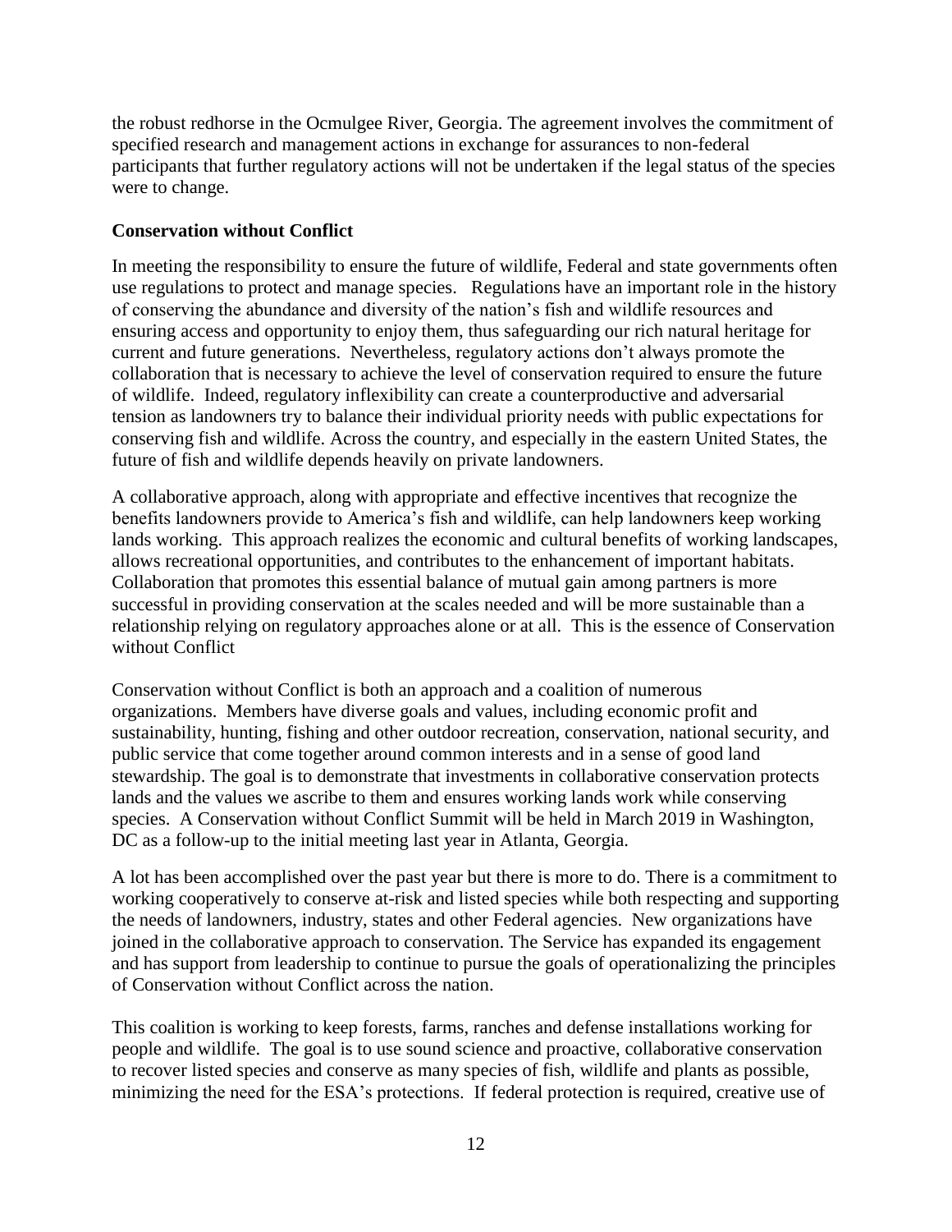the robust redhorse in the Ocmulgee River, Georgia. The agreement involves the commitment of specified research and management actions in exchange for assurances to non-federal participants that further regulatory actions will not be undertaken if the legal status of the species were to change.

**Conservation without Conflict**

In meeting the responsibility to ensure the future of wildlife, Federal and state governments often use regulations to protect and manage species. Regulations have an important role in the history of conserving the abundance and diversity of the nation's fish and wildlife resources and ensuring access and opportunity to enjoy them, thus safeguarding our rich natural heritage for current and future generations. Nevertheless, regulatory actions don't always promote the collaboration that is necessary to achieve the level of conservation required to ensure the future of wildlife. Indeed, regulatory inflexibility can create a counterproductive and adversarial tension as landowners try to balance their individual priority needs with public expectations for conserving fish and wildlife. Across the country, and especially in the eastern United States, the future of fish and wildlife depends heavily on private landowners.

A collaborative approach, along with appropriate and effective incentives that recognize the benefits landowners provide to America's fish and wildlife, can help landowners keep working lands working. This approach realizes the economic and cultural benefits of working landscapes, allows recreational opportunities, and contributes to the enhancement of important habitats. Collaboration that promotes this essential balance of mutual gain among partners is more successful in providing conservation at the scales needed and will be more sustainable than a relationship relying on regulatory approaches alone or at all. This is the essence of Conservation without Conflict

Conservation without Conflict is both an approach and a coalition of numerous organizations. Members have diverse goals and values, including economic profit and sustainability, hunting, fishing and other outdoor recreation, conservation, national security, and public service that come together around common interests and in a sense of good land stewardship. The goal is to demonstrate that investments in collaborative conservation protects lands and the values we ascribe to them and ensures working lands work while conserving species. A Conservation without Conflict Summit will be held in March 2019 in Washington, DC as a follow-up to the initial meeting last year in Atlanta, Georgia.

A lot has been accomplished over the past year but there is more to do. There is a commitment to working cooperatively to conserve at-risk and listed species while both respecting and supporting the needs of landowners, industry, states and other Federal agencies. New organizations have joined in the collaborative approach to conservation. The Service has expanded its engagement and has support from leadership to continue to pursue the goals of operationalizing the principles of Conservation without Conflict across the nation.

This coalition is working to keep forests, farms, ranches and defense installations working for people and wildlife. The goal is to use sound science and proactive, collaborative conservation to recover listed species and conserve as many species of fish, wildlife and plants as possible, minimizing the need for the ESA's protections. If federal protection is required, creative use of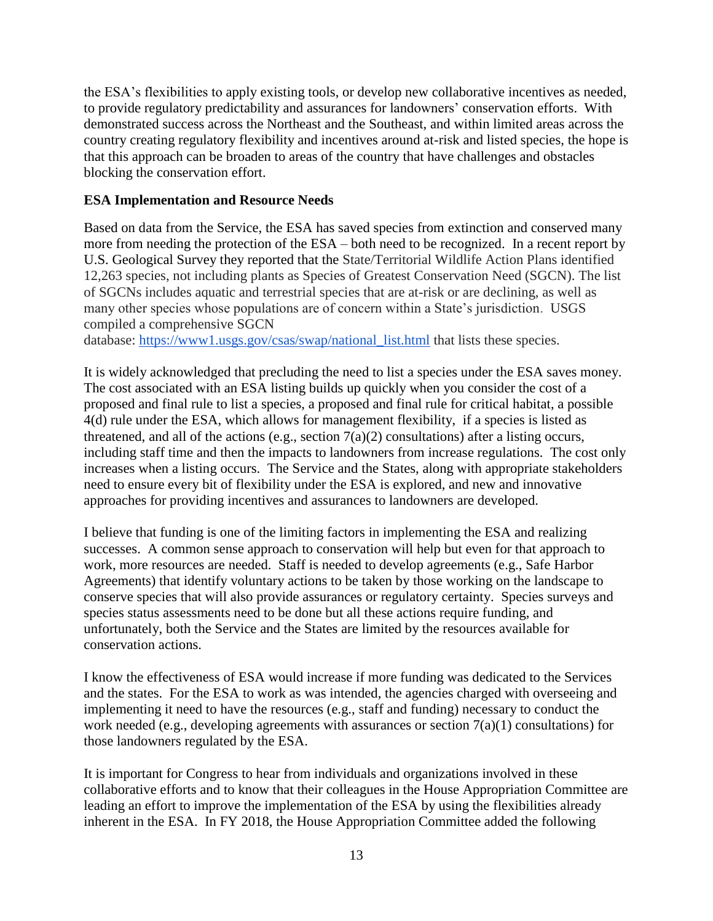the ESA's flexibilities to apply existing tools, or develop new collaborative incentives as needed, to provide regulatory predictability and assurances for landowners' conservation efforts. With demonstrated success across the Northeast and the Southeast, and within limited areas across the country creating regulatory flexibility and incentives around at-risk and listed species, the hope is that this approach can be broaden to areas of the country that have challenges and obstacles blocking the conservation effort.

**ESA Implementation and Resource Needs**

Based on data from the Service, the ESA has saved species from extinction and conserved many more from needing the protection of the ESA – both need to be recognized. In a recent report by U.S. Geological Survey they reported that the State/Territorial Wildlife Action Plans identified 12,263 species, not including plants as Species of Greatest Conservation Need (SGCN). The list of SGCNs includes aquatic and terrestrial species that are at-risk or are declining, as well as many other species whose populations are of concern within a State's jurisdiction. USGS compiled a comprehensive SGCN database: [https://www1.usgs.gov/csas/swap/national_list.html](https://www1.usgs.gov/csas/swap/national_list.html) that lists these species.

It is widely acknowledged that precluding the need to list a species under the ESA saves money. The cost associated with an ESA listing builds up quickly when you consider the cost of a proposed and final rule to list a species, a proposed and final rule for critical habitat, a possible 4(d) rule under the ESA, which allows for management flexibility, if a species is listed as threatened, and all of the actions (e.g., section 7(a)(2) consultations) after a listing occurs, including staff time and then the impacts to landowners from increase regulations. The cost only increases when a listing occurs. The Service and the States, along with appropriate stakeholders need to ensure every bit of flexibility under the ESA is explored, and new and innovative approaches for providing incentives and assurances to landowners are developed.

I believe that funding is one of the limiting factors in implementing the ESA and realizing successes. A common sense approach to conservation will help but even for that approach to work, more resources are needed. Staff is needed to develop agreements (e.g., Safe Harbor Agreements) that identify voluntary actions to be taken by those working on the landscape to conserve species that will also provide assurances or regulatory certainty. Species surveys and species status assessments need to be done but all these actions require funding, and unfortunately, both the Service and the States are limited by the resources available for conservation actions.

I know the effectiveness of ESA would increase if more funding was dedicated to the Services and the states. For the ESA to work as was intended, the agencies charged with overseeing and implementing it need to have the resources (e.g., staff and funding) necessary to conduct the work needed (e.g., developing agreements with assurances or section 7(a)(1) consultations) for those landowners regulated by the ESA.

It is important for Congress to hear from individuals and organizations involved in these collaborative efforts and to know that their colleagues in the House Appropriation Committee are leading an effort to improve the implementation of the ESA by using the flexibilities already inherent in the ESA. In FY 2018, the House Appropriation Committee added the following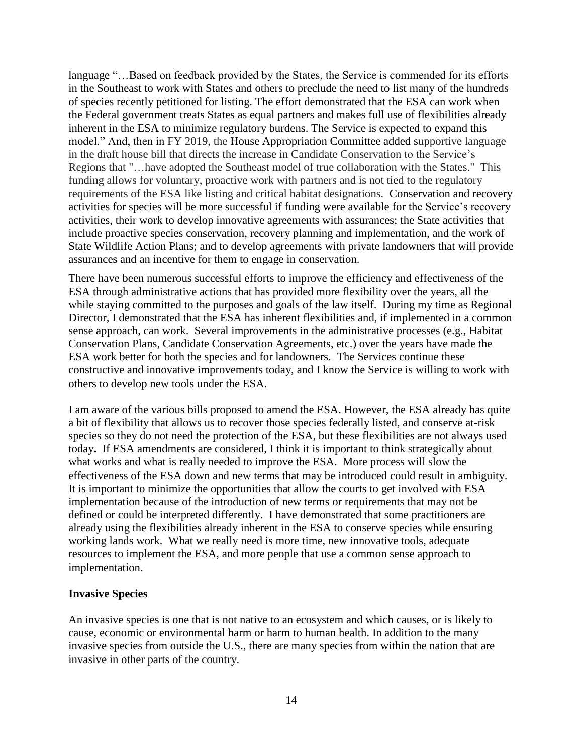language "…Based on feedback provided by the States, the Service is commended for its efforts in the Southeast to work with States and others to preclude the need to list many of the hundreds of species recently petitioned for listing. The effort demonstrated that the ESA can work when the Federal government treats States as equal partners and makes full use of flexibilities already inherent in the ESA to minimize regulatory burdens. The Service is expected to expand this model." And, then in FY 2019, the House Appropriation Committee added supportive language in the draft house bill that directs the increase in Candidate Conservation to the Service's Regions that "…have adopted the Southeast model of true collaboration with the States." This funding allows for voluntary, proactive work with partners and is not tied to the regulatory requirements of the ESA like listing and critical habitat designations. Conservation and recovery activities for species will be more successful if funding were available for the Service's recovery activities, their work to develop innovative agreements with assurances; the State activities that include proactive species conservation, recovery planning and implementation, and the work of State Wildlife Action Plans; and to develop agreements with private landowners that will provide assurances and an incentive for them to engage in conservation.

There have been numerous successful efforts to improve the efficiency and effectiveness of the ESA through administrative actions that has provided more flexibility over the years, all the while staying committed to the purposes and goals of the law itself. During my time as Regional Director, I demonstrated that the ESA has inherent flexibilities and, if implemented in a common sense approach, can work. Several improvements in the administrative processes (e.g., Habitat Conservation Plans, Candidate Conservation Agreements, etc.) over the years have made the ESA work better for both the species and for landowners. The Services continue these constructive and innovative improvements today, and I know the Service is willing to work with others to develop new tools under the ESA.

I am aware of the various bills proposed to amend the ESA. However, the ESA already has quite a bit of flexibility that allows us to recover those species federally listed, and conserve at-risk species so they do not need the protection of the ESA, but these flexibilities are not always used today. If ESA amendments are considered, I think it is important to think strategically about what works and what is really needed to improve the ESA. More process will slow the effectiveness of the ESA down and new terms that may be introduced could result in ambiguity. It is important to minimize the opportunities that allow the courts to get involved with ESA implementation because of the introduction of new terms or requirements that may not be defined or could be interpreted differently. I have demonstrated that some practitioners are already using the flexibilities already inherent in the ESA to conserve species while ensuring working lands work. What we really need is more time, new innovative tools, adequate resources to implement the ESA, and more people that use a common sense approach to implementation.

**Invasive Species**

An invasive species is one that is not native to an ecosystem and which causes, or is likely to cause, economic or environmental harm or harm to human health. In addition to the many invasive species from outside the U.S., there are many species from within the nation that are invasive in other parts of the country.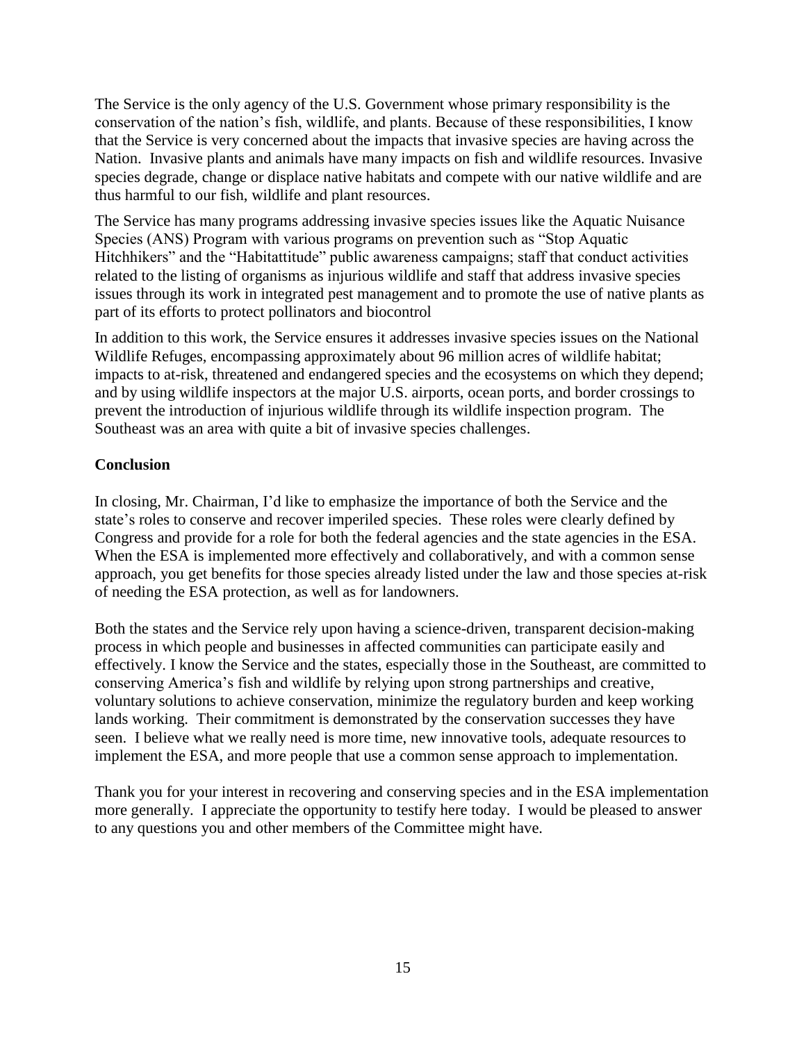The Service is the only agency of the U.S. Government whose primary responsibility is the conservation of the nation's fish, wildlife, and plants. Because of these responsibilities, I know that the Service is very concerned about the impacts that invasive species are having across the Nation. Invasive plants and animals have many impacts on fish and wildlife resources. Invasive species degrade, change or displace native habitats and compete with our native wildlife and are thus harmful to our fish, wildlife and plant resources.

The Service has many programs addressing invasive species issues like the Aquatic Nuisance Species (ANS) Program with various programs on prevention such as "Stop Aquatic Hitchhikers" and the "Habitattitude" public awareness campaigns; staff that conduct activities related to the listing of organisms as injurious wildlife and staff that address invasive species issues through its work in integrated pest management and to promote the use of native plants as part of its efforts to protect pollinators and biocontrol

In addition to this work, the Service ensures it addresses invasive species issues on the National Wildlife Refuges, encompassing approximately about 96 million acres of wildlife habitat; impacts to at-risk, threatened and endangered species and the ecosystems on which they depend; and by using wildlife inspectors at the major U.S. airports, ocean ports, and border crossings to prevent the introduction of injurious wildlife through its wildlife inspection program. The Southeast was an area with quite a bit of invasive species challenges.

**Conclusion**

In closing, Mr. Chairman, I'd like to emphasize the importance of both the Service and the state's roles to conserve and recover imperiled species. These roles were clearly defined by Congress and provide for a role for both the federal agencies and the state agencies in the ESA. When the ESA is implemented more effectively and collaboratively, and with a common sense approach, you get benefits for those species already listed under the law and those species at-risk of needing the ESA protection, as well as for landowners.

Both the states and the Service rely upon having a science-driven, transparent decision-making process in which people and businesses in affected communities can participate easily and effectively. I know the Service and the states, especially those in the Southeast, are committed to conserving America's fish and wildlife by relying upon strong partnerships and creative, voluntary solutions to achieve conservation, minimize the regulatory burden and keep working lands working. Their commitment is demonstrated by the conservation successes they have seen. I believe what we really need is more time, new innovative tools, adequate resources to implement the ESA, and more people that use a common sense approach to implementation.

Thank you for your interest in recovering and conserving species and in the ESA implementation more generally. I appreciate the opportunity to testify here today. I would be pleased to answer to any questions you and other members of the Committee might have.